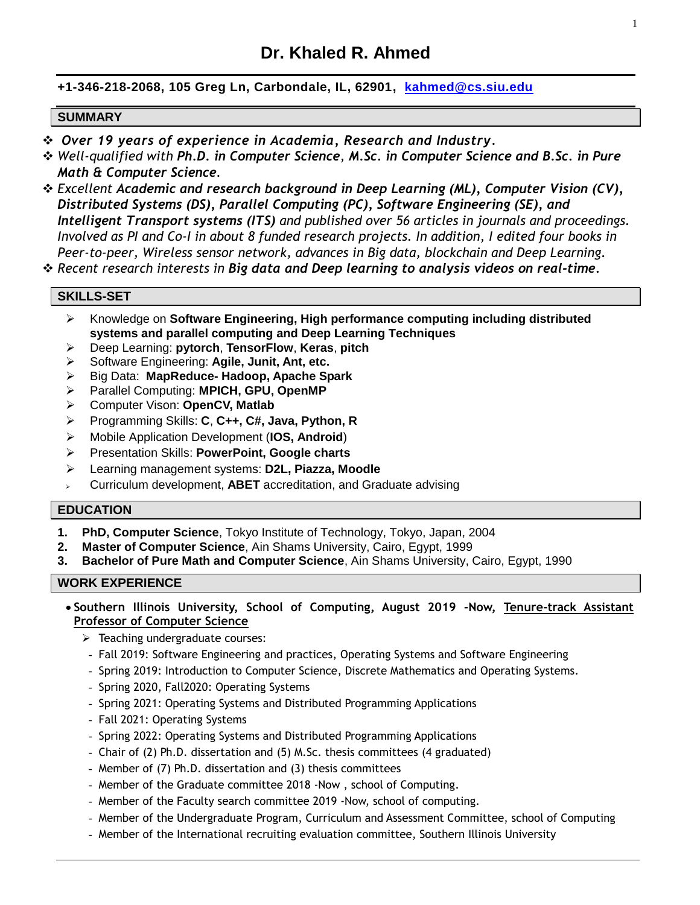# Dr. Khaled R. Ahmed

**+1-346-218-2068, 105 Greg Ln, Carbondale, IL, 62901, [kahmed@cs.siu.edu](mailto:kahmed@cs.siu.edu)**

## SUMMARY

- ***Over 19 years of experience in Academia, Research and Industry.***
- *Well-qualified with **Ph.D. in Computer Science**, **M.Sc. in Computer Science** and **B.Sc. in Pure Math & Computer Science**.*
- *Excellent **Academic and research background in Deep Learning (ML), Computer Vision (CV), Distributed Systems (DS), Parallel Computing (PC), Software Engineering (SE), and Intelligent Transport systems (ITS)** and published over 56 articles in journals and proceedings. Involved as PI and Co-I in about 8 funded research projects. In addition, I edited four books in Peer-to-peer, Wireless sensor network, advances in Big data, blockchain and Deep Learning.*
- *Recent research interests in **Big data and Deep learning to analysis videos on real-time**.*

## SKILLS-SET

- Knowledge on **Software Engineering, High performance computing including distributed systems and parallel computing and Deep Learning Techniques**
- Deep Learning: **pytorch**, **TensorFlow**, **Keras**, **pitch**
- Software Engineering: **Agile, Junit, Ant, etc.**
- Big Data: **MapReduce- Hadoop, Apache Spark**
- Parallel Computing: **MPICH, GPU, OpenMP**
- Computer Vison: **OpenCV, Matlab**
- Programming Skills: **C**, **C++, C#, Java, Python, R**
- Mobile Application Development (**IOS, Android**)
- Presentation Skills: **PowerPoint, Google charts**
- Learning management systems: **D2L, Piazza, Moodle**
- Curriculum development, **ABET** accreditation, and Graduate advising

## EDUCATION

1. **PhD, Computer Science**, Tokyo Institute of Technology, Tokyo, Japan, 2004
2. **Master of Computer Science**, Ain Shams University, Cairo, Egypt, 1999
3. **Bachelor of Pure Math and Computer Science**, Ain Shams University, Cairo, Egypt, 1990

## WORK EXPERIENCE

- **Southern Illinois University, School of Computing, August 2019 -Now, <u>Tenure-track Assistant Professor of Computer Science</u>**
  - Teaching undergraduate courses:
  - Fall 2019: Software Engineering and practices, Operating Systems and Software Engineering
  - Spring 2019: Introduction to Computer Science, Discrete Mathematics and Operating Systems.
  - Spring 2020, Fall2020: Operating Systems
  - Spring 2021: Operating Systems and Distributed Programming Applications
  - Fall 2021: Operating Systems
  - Spring 2022: Operating Systems and Distributed Programming Applications
  - Chair of (2) Ph.D. dissertation and (5) M.Sc. thesis committees (4 graduated)
  - Member of (7) Ph.D. dissertation and (3) thesis committees
  - Member of the Graduate committee 2018 -Now , school of Computing.
  - Member of the Faculty search committee 2019 -Now, school of computing.
  - Member of the Undergraduate Program, Curriculum and Assessment Committee, school of Computing
  - Member of the International recruiting evaluation committee, Southern Illinois University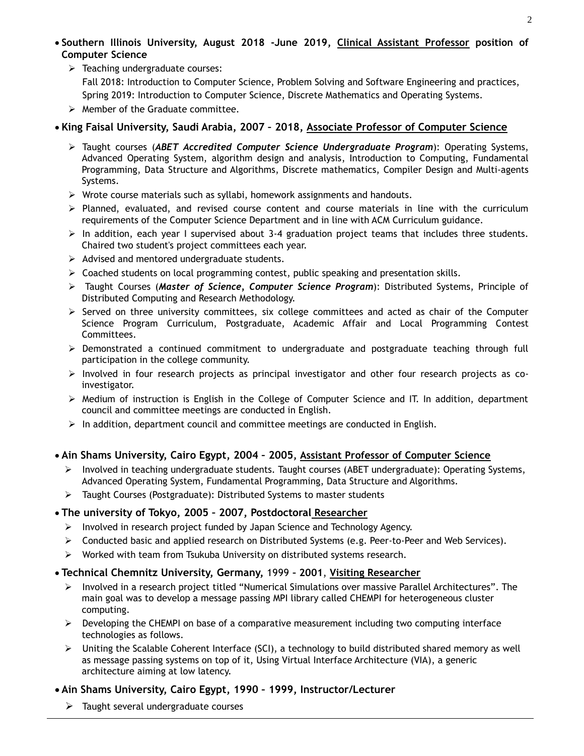- **Southern Illinois University, August 2018 -June 2019, <u>Clinical Assistant Professor</u> position of Computer Science**
  - Teaching undergraduate courses:
    Fall 2018: Introduction to Computer Science, Problem Solving and Software Engineering and practices,
    Spring 2019: Introduction to Computer Science, Discrete Mathematics and Operating Systems.
  - Member of the Graduate committee.

- **King Faisal University, Saudi Arabia, 2007 – 2018, <u>Associate Professor of Computer Science</u>**
  - Taught courses (***ABET Accredited Computer Science Undergraduate Program***): Operating Systems, Advanced Operating System, algorithm design and analysis, Introduction to Computing, Fundamental Programming, Data Structure and Algorithms, Discrete mathematics, Compiler Design and Multi-agents Systems.
  - Wrote course materials such as syllabi, homework assignments and handouts.
  - Planned, evaluated, and revised course content and course materials in line with the curriculum requirements of the Computer Science Department and in line with ACM Curriculum guidance.
  - In addition, each year I supervised about 3-4 graduation project teams that includes three students. Chaired two student's project committees each year.
  - Advised and mentored undergraduate students.
  - Coached students on local programming contest, public speaking and presentation skills.
  - Taught Courses (***Master of Science, Computer Science Program***): Distributed Systems, Principle of Distributed Computing and Research Methodology.
  - Served on three university committees, six college committees and acted as chair of the Computer Science Program Curriculum, Postgraduate, Academic Affair and Local Programming Contest Committees.
  - Demonstrated a continued commitment to undergraduate and postgraduate teaching through full participation in the college community.
  - Involved in four research projects as principal investigator and other four research projects as co-investigator.
  - Medium of instruction is English in the College of Computer Science and IT. In addition, department council and committee meetings are conducted in English.
  - In addition, department council and committee meetings are conducted in English.

- **Ain Shams University, Cairo Egypt, 2004 – 2005, <u>Assistant Professor of Computer Science</u>**
  - Involved in teaching undergraduate students. Taught courses (ABET undergraduate): Operating Systems, Advanced Operating System, Fundamental Programming, Data Structure and Algorithms.
  - Taught Courses (Postgraduate): Distributed Systems to master students

- **The university of Tokyo, 2005 – 2007, Postdoctoral <u>Researcher</u>**
  - Involved in research project funded by Japan Science and Technology Agency.
  - Conducted basic and applied research on Distributed Systems (e.g. Peer-to-Peer and Web Services).
  - Worked with team from Tsukuba University on distributed systems research.

- **Technical Chemnitz University, Germany,** 1999 – **2001**, **<u>Visiting Researcher</u>**
  - Involved in a research project titled "Numerical Simulations over massive Parallel Architectures". The main goal was to develop a message passing MPI library called CHEMPI for heterogeneous cluster computing.
  - Developing the CHEMPI on base of a comparative measurement including two computing interface technologies as follows.
  - Uniting the Scalable Coherent Interface (SCI), a technology to build distributed shared memory as well as message passing systems on top of it, Using Virtual Interface Architecture (VIA), a generic architecture aiming at low latency.

- **Ain Shams University, Cairo Egypt, 1990 – 1999, Instructor/Lecturer**
  - Taught several undergraduate courses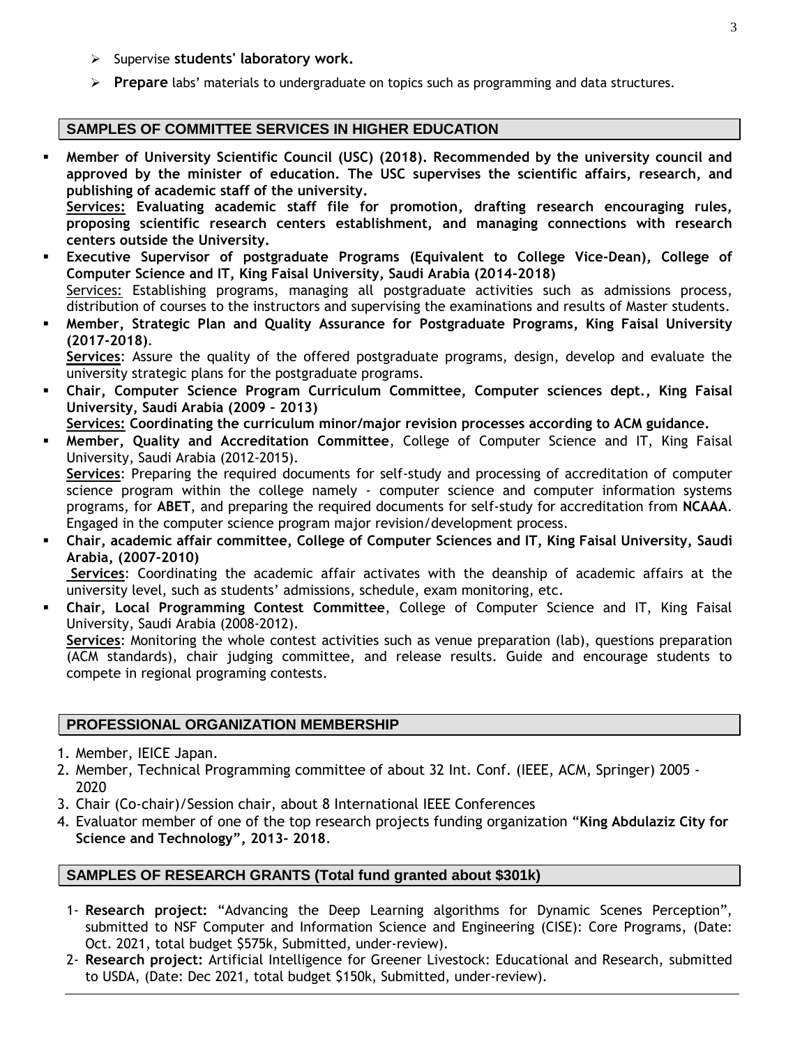- Supervise **students' laboratory work.**
- **Prepare** labs' materials to undergraduate on topics such as programming and data structures.

## SAMPLES OF COMMITTEE SERVICES IN HIGHER EDUCATION

- **Member of University Scientific Council (USC) (2018). Recommended by the university council and approved by the minister of education. The USC supervises the scientific affairs, research, and publishing of academic staff of the university.**
  **Services: Evaluating academic staff file for promotion, drafting research encouraging rules, proposing scientific research centers establishment, and managing connections with research centers outside the University.**
- **Executive Supervisor of postgraduate Programs (Equivalent to College Vice-Dean), College of Computer Science and IT, King Faisal University, Saudi Arabia (2014-2018)**
  Services: Establishing programs, managing all postgraduate activities such as admissions process, distribution of courses to the instructors and supervising the examinations and results of Master students.
- **Member, Strategic Plan and Quality Assurance for Postgraduate Programs, King Faisal University (2017-2018)**.
  **Services**: Assure the quality of the offered postgraduate programs, design, develop and evaluate the university strategic plans for the postgraduate programs.
- **Chair, Computer Science Program Curriculum Committee, Computer sciences dept., King Faisal University, Saudi Arabia (2009 – 2013)**
  **Services: Coordinating the curriculum minor/major revision processes according to ACM guidance.**
- **Member, Quality and Accreditation Committee**, College of Computer Science and IT, King Faisal University, Saudi Arabia (2012-2015).
  **Services**: Preparing the required documents for self-study and processing of accreditation of computer science program within the college namely - computer science and computer information systems programs, for **ABET**, and preparing the required documents for self-study for accreditation from **NCAAA**. Engaged in the computer science program major revision/development process.
- **Chair, academic affair committee, College of Computer Sciences and IT, King Faisal University, Saudi Arabia, (2007-2010)**
  **Services**: Coordinating the academic affair activates with the deanship of academic affairs at the university level, such as students' admissions, schedule, exam monitoring, etc.
- **Chair, Local Programming Contest Committee**, College of Computer Science and IT, King Faisal University, Saudi Arabia (2008-2012).
  **Services**: Monitoring the whole contest activities such as venue preparation (lab), questions preparation (ACM standards), chair judging committee, and release results. Guide and encourage students to compete in regional programing contests.

## PROFESSIONAL ORGANIZATION MEMBERSHIP

1. Member, IEICE Japan.
2. Member, Technical Programming committee of about 32 Int. Conf. (IEEE, ACM, Springer) 2005 - 2020
3. Chair (Co-chair)/Session chair, about 8 International IEEE Conferences
4. Evaluator member of one of the top research projects funding organization **"King Abdulaziz City for Science and Technology", 2013- 2018**.

## SAMPLES OF RESEARCH GRANTS (Total fund granted about $301k)

1- **Research project:** "Advancing the Deep Learning algorithms for Dynamic Scenes Perception", submitted to NSF Computer and Information Science and Engineering (CISE): Core Programs, (Date: Oct. 2021, total budget $575k, Submitted, under-review).

2- **Research project:** Artificial Intelligence for Greener Livestock: Educational and Research, submitted to USDA, (Date: Dec 2021, total budget $150k, Submitted, under-review).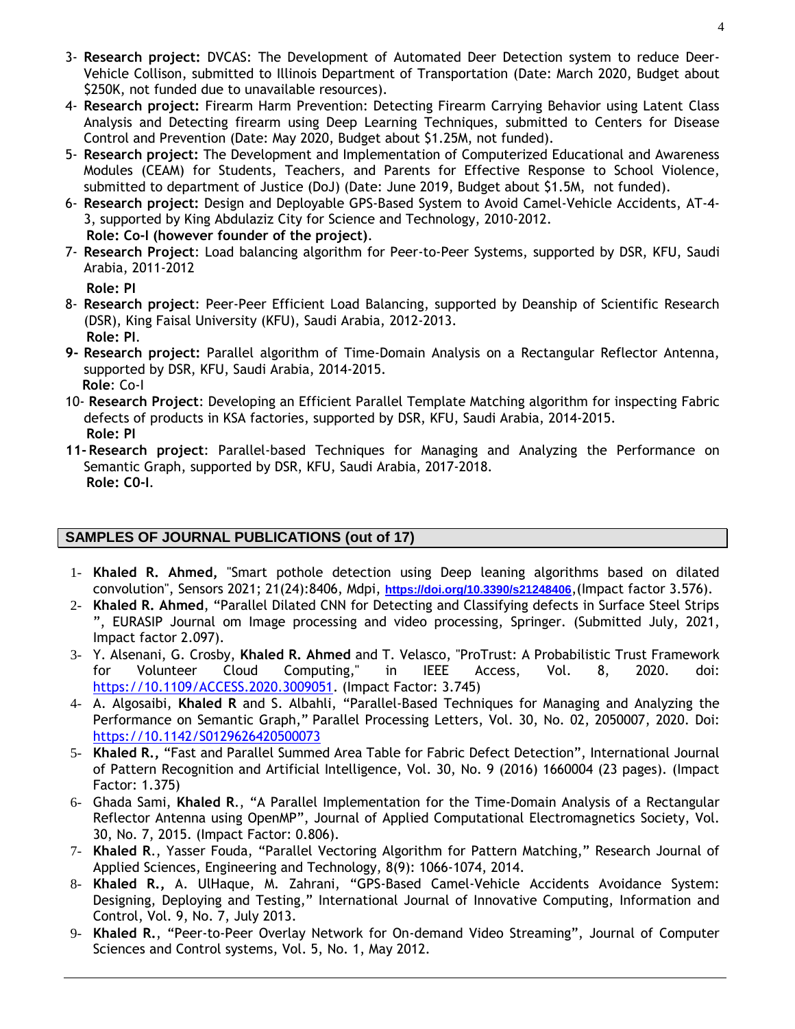3- **Research project:** DVCAS: The Development of Automated Deer Detection system to reduce Deer-Vehicle Collison, submitted to Illinois Department of Transportation (Date: March 2020, Budget about $250K, not funded due to unavailable resources).

4- **Research project:** Firearm Harm Prevention: Detecting Firearm Carrying Behavior using Latent Class Analysis and Detecting firearm using Deep Learning Techniques, submitted to Centers for Disease Control and Prevention (Date: May 2020, Budget about $1.25M, not funded).

5- **Research project:** The Development and Implementation of Computerized Educational and Awareness Modules (CEAM) for Students, Teachers, and Parents for Effective Response to School Violence, submitted to department of Justice (DoJ) (Date: June 2019, Budget about $1.5M, not funded).

6- **Research project:** Design and Deployable GPS-Based System to Avoid Camel-Vehicle Accidents, AT-4-3, supported by King Abdulaziz City for Science and Technology, 2010-2012.
**Role: Co-I (however founder of the project)**.

7- **Research Project**: Load balancing algorithm for Peer-to-Peer Systems, supported by DSR, KFU, Saudi Arabia, 2011-2012
**Role: PI**

8- **Research project**: Peer-Peer Efficient Load Balancing, supported by Deanship of Scientific Research (DSR), King Faisal University (KFU), Saudi Arabia, 2012-2013.
**Role: PI**.

**9- Research project:** Parallel algorithm of Time-Domain Analysis on a Rectangular Reflector Antenna, supported by DSR, KFU, Saudi Arabia, 2014-2015.
**Role**: Co-I

10- **Research Project**: Developing an Efficient Parallel Template Matching algorithm for inspecting Fabric defects of products in KSA factories, supported by DSR, KFU, Saudi Arabia, 2014-2015.
**Role: PI**

**11- Research project**: Parallel-based Techniques for Managing and Analyzing the Performance on Semantic Graph, supported by DSR, KFU, Saudi Arabia, 2017-2018.
**Role: C0-I**.

## SAMPLES OF JOURNAL PUBLICATIONS (out of 17)

1- **Khaled R. Ahmed**, "Smart pothole detection using Deep leaning algorithms based on dilated convolution", Sensors 2021; 21(24):8406, Mdpi, https://doi.org/10.3390/s21248406,(Impact factor 3.576).

2- **Khaled R. Ahmed**, "Parallel Dilated CNN for Detecting and Classifying defects in Surface Steel Strips ", EURASIP Journal om Image processing and video processing, Springer. (Submitted July, 2021, Impact factor 2.097).

3- Y. Alsenani, G. Crosby, **Khaled R. Ahmed** and T. Velasco, "ProTrust: A Probabilistic Trust Framework for Volunteer Cloud Computing," in IEEE Access, Vol. 8, 2020. doi: https://10.1109/ACCESS.2020.3009051. (Impact Factor: 3.745)

4- A. Algosaibi, **Khaled R** and S. Albahli, "Parallel-Based Techniques for Managing and Analyzing the Performance on Semantic Graph," Parallel Processing Letters, Vol. 30, No. 02, 2050007, 2020. Doi: https://10.1142/S0129626420500073

5- **Khaled R.,** "Fast and Parallel Summed Area Table for Fabric Defect Detection", International Journal of Pattern Recognition and Artificial Intelligence, Vol. 30, No. 9 (2016) 1660004 (23 pages). (Impact Factor: 1.375)

6- Ghada Sami, **Khaled R**., "A Parallel Implementation for the Time-Domain Analysis of a Rectangular Reflector Antenna using OpenMP", Journal of Applied Computational Electromagnetics Society, Vol. 30, No. 7, 2015. (Impact Factor: 0.806).

7- **Khaled R**., Yasser Fouda, "Parallel Vectoring Algorithm for Pattern Matching," Research Journal of Applied Sciences, Engineering and Technology, 8(9): 1066-1074, 2014.

8- **Khaled R.,** A. UlHaque, M. Zahrani, "GPS-Based Camel-Vehicle Accidents Avoidance System: Designing, Deploying and Testing," International Journal of Innovative Computing, Information and Control, Vol. 9, No. 7, July 2013.

9- **Khaled R.**, "Peer-to-Peer Overlay Network for On-demand Video Streaming", Journal of Computer Sciences and Control systems, Vol. 5, No. 1, May 2012.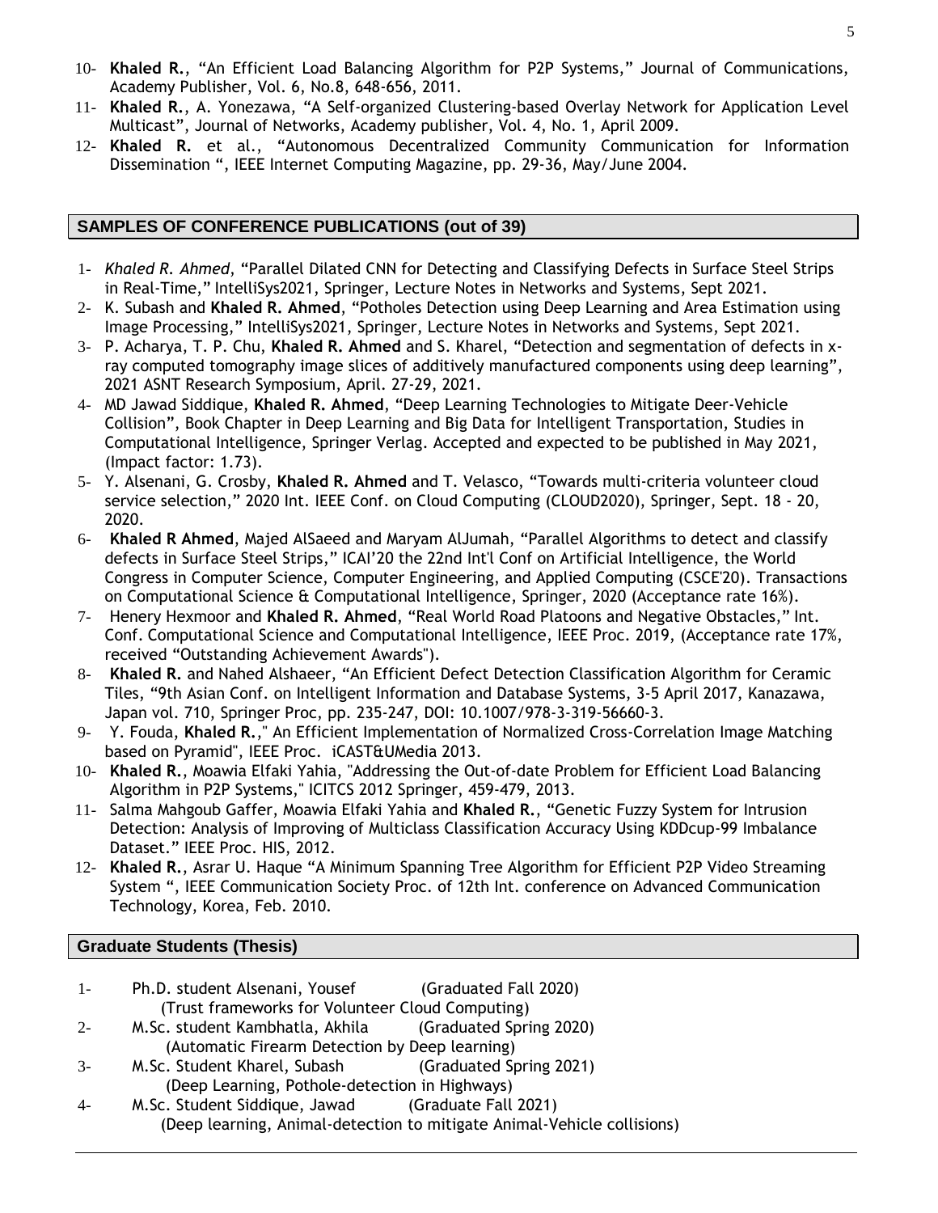10- **Khaled R.**, "An Efficient Load Balancing Algorithm for P2P Systems," Journal of Communications, Academy Publisher, Vol. 6, No.8, 648-656, 2011.

11- **Khaled R.**, A. Yonezawa, "A Self-organized Clustering-based Overlay Network for Application Level Multicast", Journal of Networks, Academy publisher, Vol. 4, No. 1, April 2009.

12- **Khaled R.** et al., "Autonomous Decentralized Community Communication for Information Dissemination ", IEEE Internet Computing Magazine, pp. 29-36, May/June 2004.

## SAMPLES OF CONFERENCE PUBLICATIONS (out of 39)

1- *Khaled R. Ahmed*, "Parallel Dilated CNN for Detecting and Classifying Defects in Surface Steel Strips in Real-Time," IntelliSys2021, Springer, Lecture Notes in Networks and Systems, Sept 2021.

2- K. Subash and **Khaled R. Ahmed**, "Potholes Detection using Deep Learning and Area Estimation using Image Processing," IntelliSys2021, Springer, Lecture Notes in Networks and Systems, Sept 2021.

3- P. Acharya, T. P. Chu, **Khaled R. Ahmed** and S. Kharel, "Detection and segmentation of defects in x-ray computed tomography image slices of additively manufactured components using deep learning", 2021 ASNT Research Symposium, April. 27-29, 2021.

4- MD Jawad Siddique, **Khaled R. Ahmed**, "Deep Learning Technologies to Mitigate Deer-Vehicle Collision", Book Chapter in Deep Learning and Big Data for Intelligent Transportation, Studies in Computational Intelligence, Springer Verlag. Accepted and expected to be published in May 2021, (Impact factor: 1.73).

5- Y. Alsenani, G. Crosby, **Khaled R. Ahmed** and T. Velasco, "Towards multi-criteria volunteer cloud service selection," 2020 Int. IEEE Conf. on Cloud Computing (CLOUD2020), Springer, Sept. 18 - 20, 2020.

6- **Khaled R Ahmed**, Majed AlSaeed and Maryam AlJumah, "Parallel Algorithms to detect and classify defects in Surface Steel Strips," ICAI'20 the 22nd Int'l Conf on Artificial Intelligence, the World Congress in Computer Science, Computer Engineering, and Applied Computing (CSCE'20). Transactions on Computational Science & Computational Intelligence, Springer, 2020 (Acceptance rate 16%).

7- Henery Hexmoor and **Khaled R. Ahmed**, "Real World Road Platoons and Negative Obstacles," Int. Conf. Computational Science and Computational Intelligence, IEEE Proc. 2019, (Acceptance rate 17%, received "Outstanding Achievement Awards").

8- **Khaled R.** and Nahed Alshaeer, "An Efficient Defect Detection Classification Algorithm for Ceramic Tiles, "9th Asian Conf. on Intelligent Information and Database Systems, 3-5 April 2017, Kanazawa, Japan vol. 710, Springer Proc, pp. 235-247, DOI: 10.1007/978-3-319-56660-3.

9- Y. Fouda, **Khaled R.**," An Efficient Implementation of Normalized Cross-Correlation Image Matching based on Pyramid", IEEE Proc. iCAST&UMedia 2013.

10- **Khaled R.**, Moawia Elfaki Yahia, "Addressing the Out-of-date Problem for Efficient Load Balancing Algorithm in P2P Systems," ICITCS 2012 Springer, 459-479, 2013.

11- Salma Mahgoub Gaffer, Moawia Elfaki Yahia and **Khaled R.**, "Genetic Fuzzy System for Intrusion Detection: Analysis of Improving of Multiclass Classification Accuracy Using KDDcup-99 Imbalance Dataset." IEEE Proc. HIS, 2012.

12- **Khaled R.**, Asrar U. Haque "A Minimum Spanning Tree Algorithm for Efficient P2P Video Streaming System ", IEEE Communication Society Proc. of 12th Int. conference on Advanced Communication Technology, Korea, Feb. 2010.

## Graduate Students (Thesis)

1- Ph.D. student Alsenani, Yousef (Graduated Fall 2020)
(Trust frameworks for Volunteer Cloud Computing)

2- M.Sc. student Kambhatla, Akhila (Graduated Spring 2020)
(Automatic Firearm Detection by Deep learning)

3- M.Sc. Student Kharel, Subash (Graduated Spring 2021)
(Deep Learning, Pothole-detection in Highways)

4- M.Sc. Student Siddique, Jawad (Graduate Fall 2021)
(Deep learning, Animal-detection to mitigate Animal-Vehicle collisions)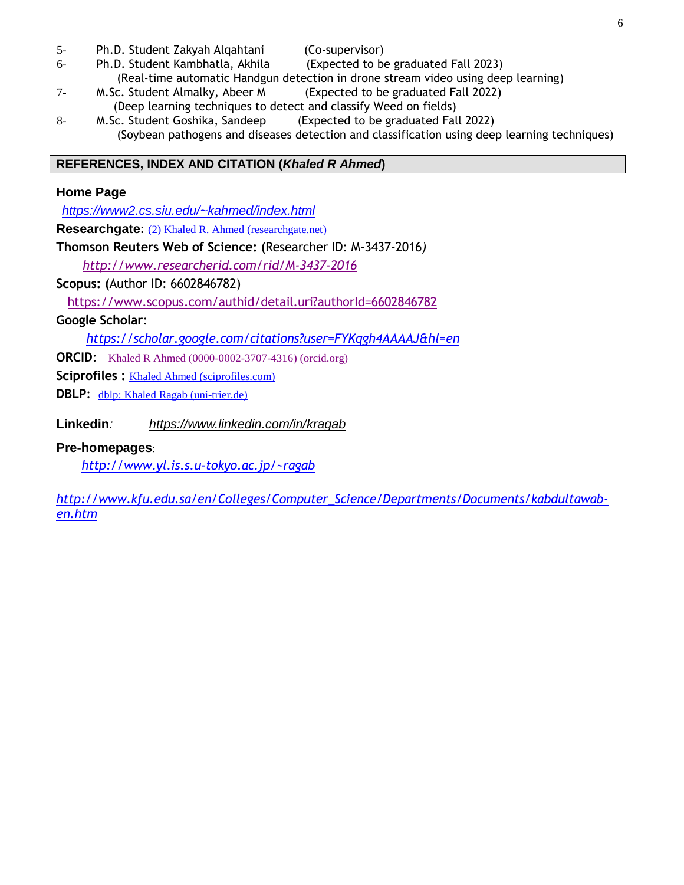5- Ph.D. Student Zakyah Alqahtani (Co-supervisor)
6- Ph.D. Student Kambhatla, Akhila (Expected to be graduated Fall 2023)
(Real-time automatic Handgun detection in drone stream video using deep learning)
7- M.Sc. Student Almalky, Abeer M (Expected to be graduated Fall 2022)
(Deep learning techniques to detect and classify Weed on fields)
8- M.Sc. Student Goshika, Sandeep (Expected to be graduated Fall 2022)
(Soybean pathogens and diseases detection and classification using deep learning techniques)

## REFERENCES, INDEX AND CITATION (*Khaled R Ahmed*)

**Home Page**

*https://www2.cs.siu.edu/~kahmed/index.html*

**Researchgate:** (2) Khaled R. Ahmed (researchgate.net)

**Thomson Reuters Web of Science: (**Researcher ID: M-3437-2016*)*

*http://www.researcherid.com/rid/M-3437-2016*

**Scopus: (**Author ID: 6602846782)

https://www.scopus.com/authid/detail.uri?authorId=6602846782

**Google Scholar**:

*https://scholar.google.com/citations?user=FYKqgh4AAAAJ&hl=en*

**ORCID:** Khaled R Ahmed (0000-0002-3707-4316) (orcid.org)

**Sciprofiles :** Khaled Ahmed (sciprofiles.com)

**DBLP:** dblp: Khaled Ragab (uni-trier.de)

**Linkedin***:* *https://www.linkedin.com/in/kragab*

**Pre-homepages**:

*http://www.yl.is.s.u-tokyo.ac.jp/~ragab*

*http://www.kfu.edu.sa/en/Colleges/Computer_Science/Departments/Documents/kabdultawab-en.htm*